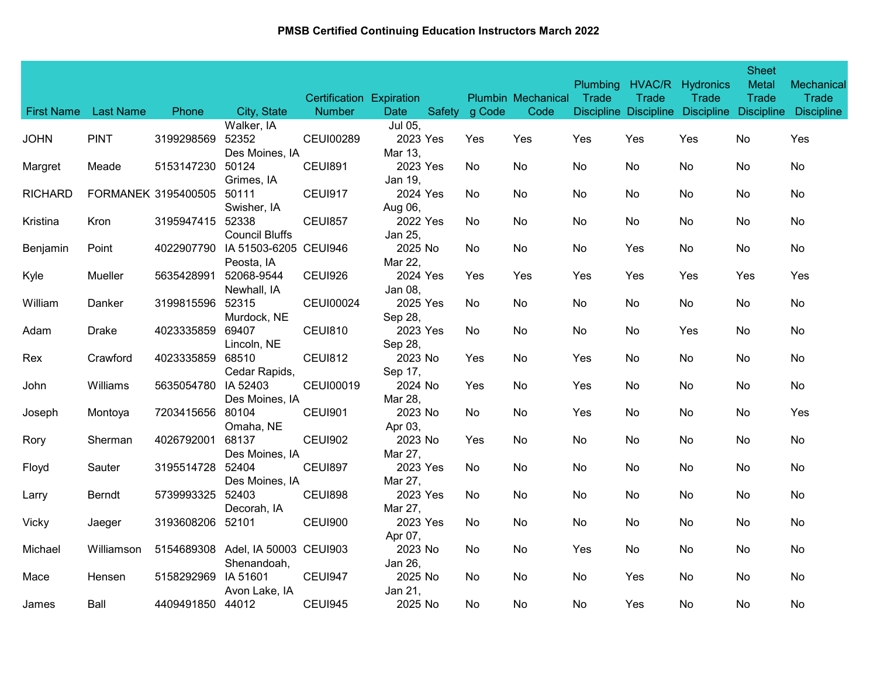**PMSB Certified Continuing Education Instructors March 2022**

| First Name | Last Name | Phone | City, State | Certification Number | Expiration Date | Safety | Plumbing Code | Mechanical Code | Plumbing Trade Discipline | HVAC/R Trade Discipline | Hydronics Trade Discipline | Sheet Metal Trade Discipline | Mechanical Trade Discipline |
|---|---|---|---|---|---|---|---|---|---|---|---|---|---|
| JOHN | PINT | 3199298569 | Walker, IA 52352 | CEUI00289 | Jul 05, 2023 | Yes | Yes | Yes | Yes | Yes | Yes | No | Yes |
| Margret | Meade | 5153147230 | Des Moines, IA 50124 | CEUI891 | Mar 13, 2023 | Yes | No | No | No | No | No | No | No |
| RICHARD | FORMANEK | 3195400505 | Grimes, IA 50111 | CEUI917 | Jan 19, 2024 | Yes | No | No | No | No | No | No | No |
| Kristina | Kron | 3195947415 | Swisher, IA 52338 | CEUI857 | Aug 06, 2022 | Yes | No | No | No | No | No | No | No |
| Benjamin | Point | 4022907790 | Council Bluffs IA 51503-6205 | CEUI946 | Jan 25, 2025 | No | No | No | No | Yes | No | No | No |
| Kyle | Mueller | 5635428991 | Peosta, IA 52068-9544 | CEUI926 | Mar 22, 2024 | Yes | Yes | Yes | Yes | Yes | Yes | Yes | Yes |
| William | Danker | 3199815596 | Newhall, IA 52315 | CEUI00024 | Jan 08, 2025 | Yes | No | No | No | No | No | No | No |
| Adam | Drake | 4023335859 | Murdock, NE 69407 | CEUI810 | Sep 28, 2023 | Yes | No | No | No | No | Yes | No | No |
| Rex | Crawford | 4023335859 | Lincoln, NE 68510 | CEUI812 | Sep 28, 2023 | No | Yes | No | Yes | No | No | No | No |
| John | Williams | 5635054780 | Cedar Rapids, IA 52403 | CEUI00019 | Sep 17, 2024 | No | Yes | No | Yes | No | No | No | No |
| Joseph | Montoya | 7203415656 | Des Moines, IA 80104 | CEUI901 | Mar 28, 2023 | No | No | No | Yes | No | No | No | Yes |
| Rory | Sherman | 4026792001 | Omaha, NE 68137 | CEUI902 | Apr 03, 2023 | No | Yes | No | No | No | No | No | No |
| Floyd | Sauter | 3195514728 | Des Moines, IA 52404 | CEUI897 | Mar 27, 2023 | Yes | No | No | No | No | No | No | No |
| Larry | Berndt | 5739993325 | Des Moines, IA 52403 | CEUI898 | Mar 27, 2023 | Yes | No | No | No | No | No | No | No |
| Vicky | Jaeger | 3193608206 | Decorah, IA 52101 | CEUI900 | Mar 27, 2023 | Yes | No | No | No | No | No | No | No |
| Michael | Williamson | 5154689308 | Adel, IA 50003 | CEUI903 | Apr 07, 2023 | No | No | No | Yes | No | No | No | No |
| Mace | Hensen | 5158292969 | Shenandoah, IA 51601 | CEUI947 | Jan 26, 2025 | No | No | No | No | Yes | No | No | No |
| James | Ball | 4409491850 | Avon Lake, IA 44012 | CEUI945 | Jan 21, 2025 | No | No | No | No | Yes | No | No | No |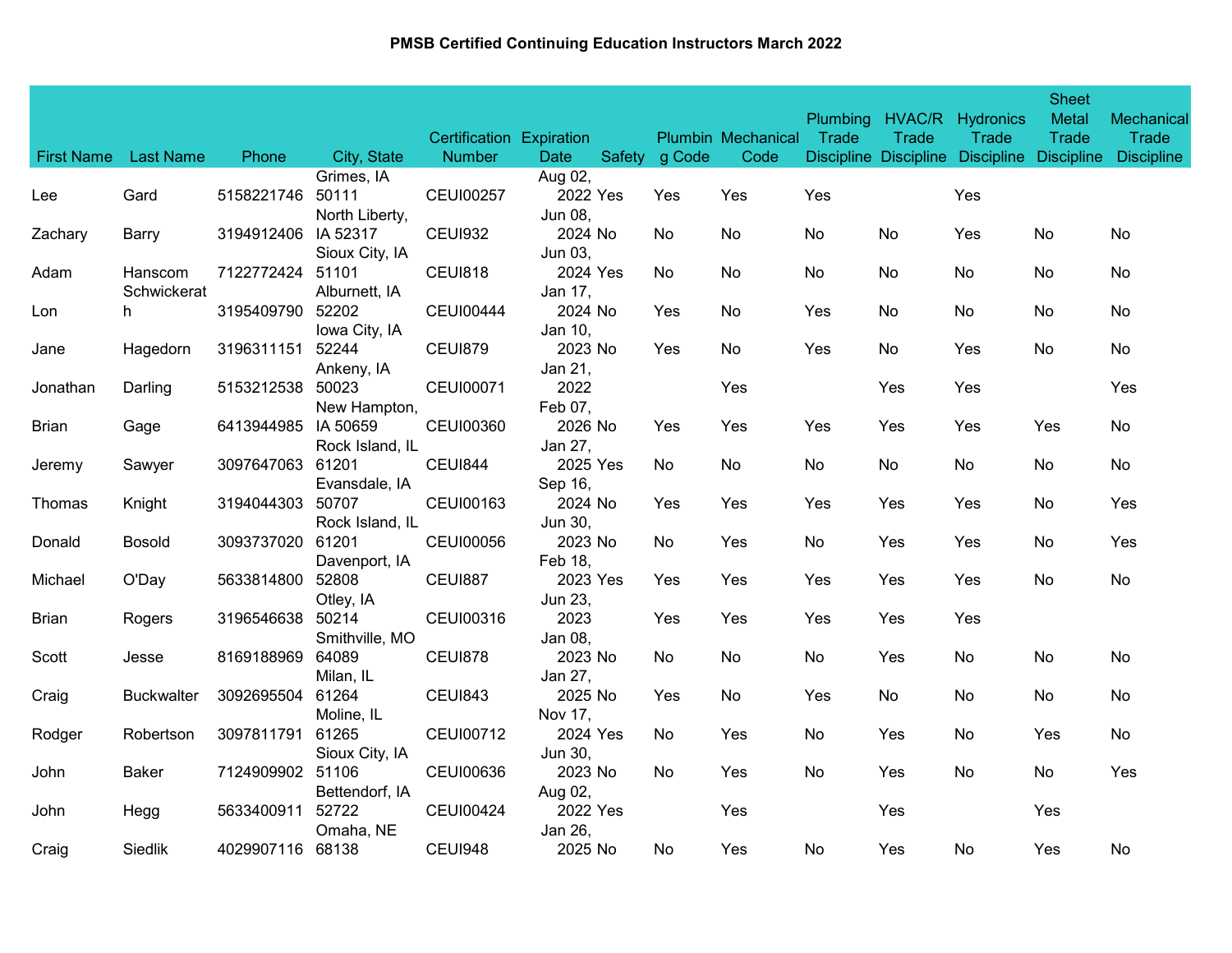# PMSB Certified Continuing Education Instructors March 2022

| First Name | Last Name | Phone | City, State | Certification Number | Expiration Date | Safety | Plumbing Code | Mechanical Code | Plumbing Trade Discipline | HVAC/R Trade Discipline | Hydronics Trade Discipline | Sheet Metal Trade Discipline | Mechanical Trade Discipline |
|---|---|---|---|---|---|---|---|---|---|---|---|---|---|
| Lee | Gard | 5158221746 | Grimes, IA 50111 | CEUI00257 | Aug 02, 2022 | Yes | Yes | Yes | Yes | | Yes | | |
| Zachary | Barry | 3194912406 | North Liberty, IA 52317 | CEUI932 | Jun 08, 2024 | No | No | No | No | No | Yes | No | No |
| Adam | Hanscom | 7122772424 | Sioux City, IA 51101 | CEUI818 | Jun 03, 2024 | Yes | No | No | No | No | No | No | No |
| Lon | Schwickerath | 3195409790 | Alburnett, IA 52202 | CEUI00444 | Jan 17, 2024 | No | Yes | No | Yes | No | No | No | No |
| Jane | Hagedorn | 3196311151 | Iowa City, IA 52244 | CEUI879 | Jan 10, 2023 | No | Yes | No | Yes | No | Yes | No | No |
| Jonathan | Darling | 5153212538 | Ankeny, IA 50023 | CEUI00071 | Jan 21, 2022 | | | Yes | | Yes | Yes | | Yes |
| Brian | Gage | 6413944985 | New Hampton, IA 50659 | CEUI00360 | Feb 07, 2026 | No | Yes | Yes | Yes | Yes | Yes | Yes | No |
| Jeremy | Sawyer | 3097647063 | Rock Island, IL 61201 | CEUI844 | Jan 27, 2025 | Yes | No | No | No | No | No | No | No |
| Thomas | Knight | 3194044303 | Evansdale, IA 50707 | CEUI00163 | Sep 16, 2024 | No | Yes | Yes | Yes | Yes | Yes | No | Yes |
| Donald | Bosold | 3093737020 | Rock Island, IL 61201 | CEUI00056 | Jun 30, 2023 | No | No | Yes | No | Yes | Yes | No | Yes |
| Michael | O'Day | 5633814800 | Davenport, IA 52808 | CEUI887 | Feb 18, 2023 | Yes | Yes | Yes | Yes | Yes | Yes | No | No |
| Brian | Rogers | 3196546638 | Otley, IA 50214 | CEUI00316 | Jun 23, 2023 | | Yes | Yes | Yes | Yes | Yes | | |
| Scott | Jesse | 8169188969 | Smithville, MO 64089 | CEUI878 | Jan 08, 2023 | No | No | No | No | Yes | No | No | No |
| Craig | Buckwalter | 3092695504 | Milan, IL 61264 | CEUI843 | Jan 27, 2025 | No | Yes | No | Yes | No | No | No | No |
| Rodger | Robertson | 3097811791 | Moline, IL 61265 | CEUI00712 | Nov 17, 2024 | Yes | No | Yes | No | Yes | No | Yes | No |
| John | Baker | 7124909902 | Sioux City, IA 51106 | CEUI00636 | Jun 30, 2023 | No | No | Yes | No | Yes | No | No | Yes |
| John | Hegg | 5633400911 | Bettendorf, IA 52722 | CEUI00424 | Aug 02, 2022 | Yes | | Yes | | Yes | | Yes | |
| Craig | Siedlik | 4029907116 | Omaha, NE 68138 | CEUI948 | Jan 26, 2025 | No | No | Yes | No | Yes | No | Yes | No |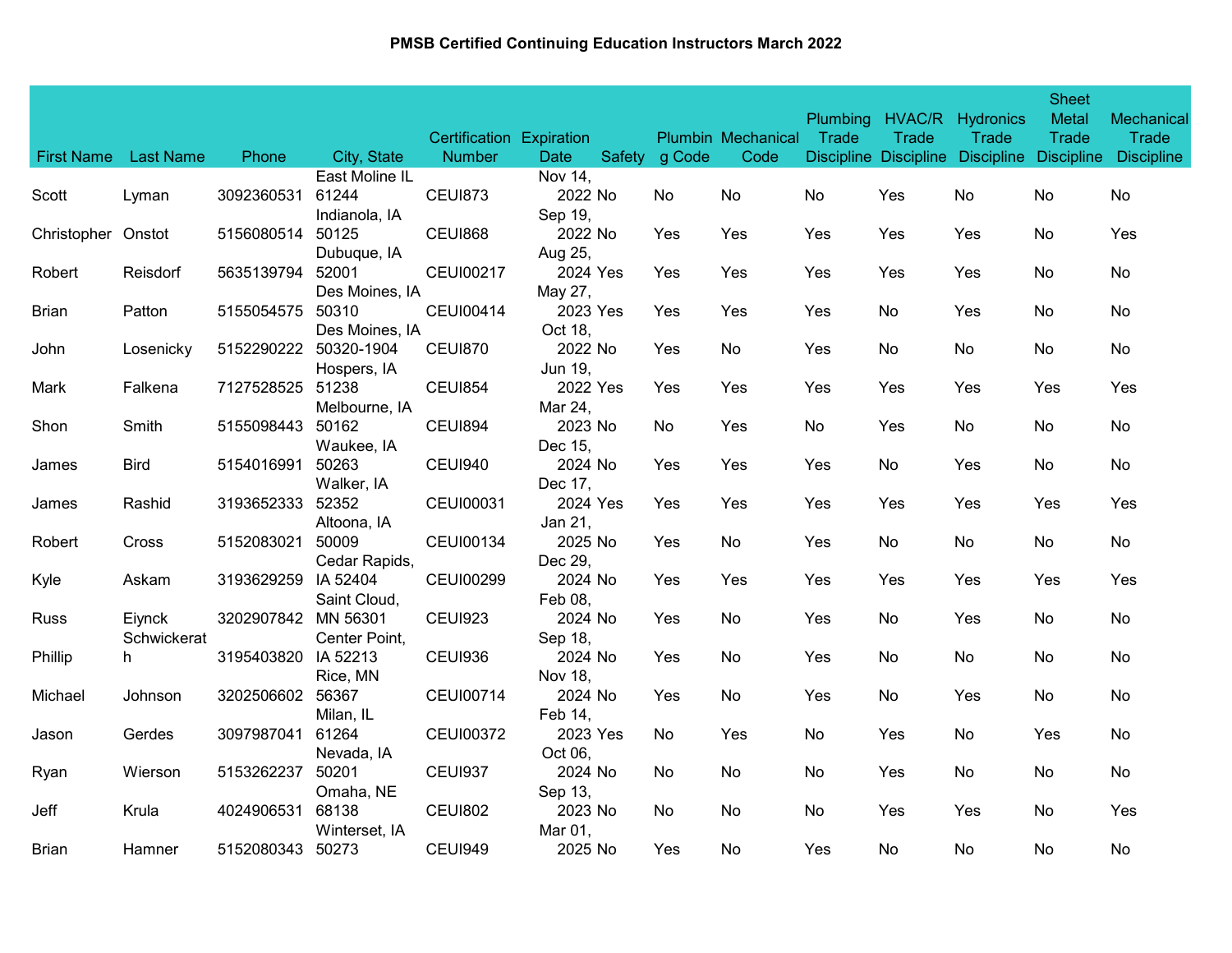**PMSB Certified Continuing Education Instructors March 2022**

| First Name | Last Name | Phone | City, State | Certification Number | Expiration Date | Safety | Plumbing Code | Mechanical Code | Plumbing Trade Discipline | HVAC/R Trade Discipline | Hydronics Trade Discipline | Sheet Metal Trade Discipline | Mechanical Trade Discipline |
|---|---|---|---|---|---|---|---|---|---|---|---|---|---|
| Scott | Lyman | 3092360531 | East Moline IL 61244 | CEUI873 | Nov 14, 2022 | No | No | No | No | Yes | No | No | No |
| Christopher | Onstot | 5156080514 | Indianola, IA 50125 | CEUI868 | Sep 19, 2022 | No | Yes | Yes | Yes | Yes | Yes | No | Yes |
| Robert | Reisdorf | 5635139794 | Dubuque, IA 52001 | CEUI00217 | Aug 25, 2024 | Yes | Yes | Yes | Yes | Yes | Yes | No | No |
| Brian | Patton | 5155054575 | Des Moines, IA 50310 | CEUI00414 | May 27, 2023 | Yes | Yes | Yes | Yes | No | Yes | No | No |
| John | Losenicky | 5152290222 | Des Moines, IA 50320-1904 | CEUI870 | Oct 18, 2022 | No | Yes | No | Yes | No | No | No | No |
| Mark | Falkena | 7127528525 | Hospers, IA 51238 | CEUI854 | Jun 19, 2022 | Yes | Yes | Yes | Yes | Yes | Yes | Yes | Yes |
| Shon | Smith | 5155098443 | Melbourne, IA 50162 | CEUI894 | Mar 24, 2023 | No | No | Yes | No | Yes | No | No | No |
| James | Bird | 5154016991 | Waukee, IA 50263 | CEUI940 | Dec 15, 2024 | No | Yes | Yes | Yes | No | Yes | No | No |
| James | Rashid | 3193652333 | Walker, IA 52352 | CEUI00031 | Dec 17, 2024 | Yes | Yes | Yes | Yes | Yes | Yes | Yes | Yes |
| Robert | Cross | 5152083021 | Altoona, IA 50009 | CEUI00134 | Jan 21, 2025 | No | Yes | No | Yes | No | No | No | No |
| Kyle | Askam | 3193629259 | Cedar Rapids, IA 52404 | CEUI00299 | Dec 29, 2024 | No | Yes | Yes | Yes | Yes | Yes | Yes | Yes |
| Russ | Eiynck | 3202907842 | Saint Cloud, MN 56301 | CEUI923 | Feb 08, 2024 | No | Yes | No | Yes | No | Yes | No | No |
| Phillip | Schwickerath | 3195403820 | Center Point, IA 52213 | CEUI936 | Sep 18, 2024 | No | Yes | No | Yes | No | No | No | No |
| Michael | Johnson | 3202506602 | Rice, MN 56367 | CEUI00714 | Nov 18, 2024 | No | Yes | No | Yes | No | Yes | No | No |
| Jason | Gerdes | 3097987041 | Milan, IL 61264 | CEUI00372 | Feb 14, 2023 | Yes | No | Yes | No | Yes | No | Yes | No |
| Ryan | Wierson | 5153262237 | Nevada, IA 50201 | CEUI937 | Oct 06, 2024 | No | No | No | No | Yes | No | No | No |
| Jeff | Krula | 4024906531 | Omaha, NE 68138 | CEUI802 | Sep 13, 2023 | No | No | No | No | Yes | Yes | No | Yes |
| Brian | Hamner | 5152080343 | Winterset, IA 50273 | CEUI949 | Mar 01, 2025 | No | Yes | No | Yes | No | No | No | No |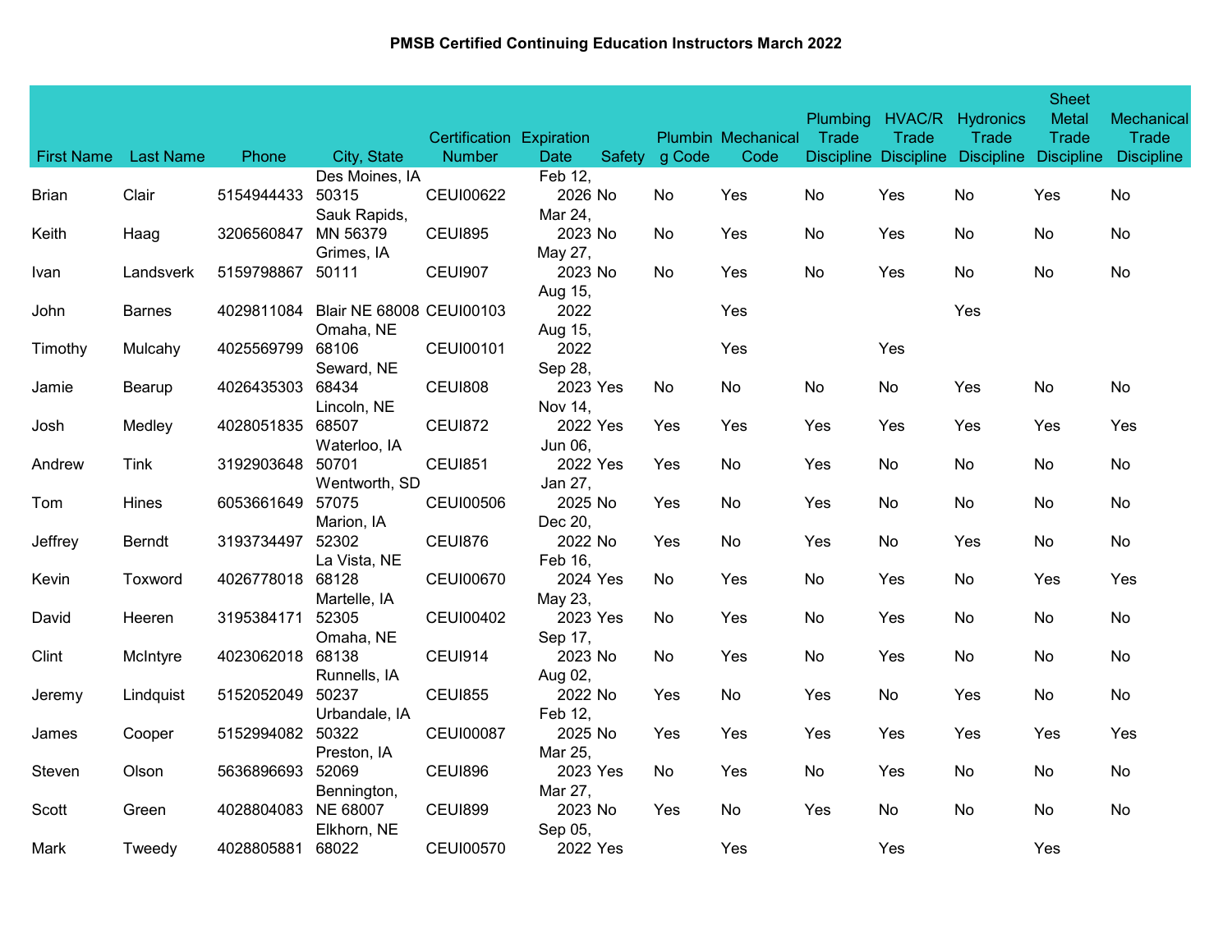# PMSB Certified Continuing Education Instructors March 2022

| First Name | Last Name | Phone | City, State | Certification Number | Expiration Date | Safety | Plumbing Code | Mechanical Code | Plumbing Trade Discipline | HVAC/R Trade Discipline | Hydronics Trade Discipline | Sheet Metal Trade Discipline | Mechanical Trade Discipline |
|---|---|---|---|---|---|---|---|---|---|---|---|---|---|
| Brian | Clair | 5154944433 | Des Moines, IA 50315 | CEUI00622 | Feb 12, 2026 | No | No | Yes | No | Yes | No | Yes | No |
| Keith | Haag | 3206560847 | Sauk Rapids, MN 56379 | CEUI895 | Mar 24, 2023 | No | No | Yes | No | Yes | No | No | No |
| Ivan | Landsverk | 5159798867 | Grimes, IA 50111 | CEUI907 | May 27, 2023 | No | No | Yes | No | Yes | No | No | No |
| John | Barnes | 4029811084 | Blair NE 68008 | CEUI00103 | Aug 15, 2022 | | | Yes | | | Yes | | |
| Timothy | Mulcahy | 4025569799 | Omaha, NE 68106 | CEUI00101 | Aug 15, 2022 | | | Yes | | Yes | | | |
| Jamie | Bearup | 4026435303 | Seward, NE 68434 | CEUI808 | Sep 28, 2023 | Yes | No | No | No | No | Yes | No | No |
| Josh | Medley | 4028051835 | Lincoln, NE 68507 | CEUI872 | Nov 14, 2022 | Yes | Yes | Yes | Yes | Yes | Yes | Yes | Yes |
| Andrew | Tink | 3192903648 | Waterloo, IA 50701 | CEUI851 | Jun 06, 2022 | Yes | Yes | No | Yes | No | No | No | No |
| Tom | Hines | 6053661649 | Wentworth, SD 57075 | CEUI00506 | Jan 27, 2025 | No | Yes | No | Yes | No | No | No | No |
| Jeffrey | Berndt | 3193734497 | Marion, IA 52302 | CEUI876 | Dec 20, 2022 | No | Yes | No | Yes | No | Yes | No | No |
| Kevin | Toxword | 4026778018 | La Vista, NE 68128 | CEUI00670 | Feb 16, 2024 | Yes | No | Yes | No | Yes | No | Yes | Yes |
| David | Heeren | 3195384171 | Martelle, IA 52305 | CEUI00402 | May 23, 2023 | Yes | No | Yes | No | Yes | No | No | No |
| Clint | McIntyre | 4023062018 | Omaha, NE 68138 | CEUI914 | Sep 17, 2023 | No | No | Yes | No | Yes | No | No | No |
| Jeremy | Lindquist | 5152052049 | Runnells, IA 50237 | CEUI855 | Aug 02, 2022 | No | Yes | No | Yes | No | Yes | No | No |
| James | Cooper | 5152994082 | Urbandale, IA 50322 | CEUI00087 | Feb 12, 2025 | No | Yes | Yes | Yes | Yes | Yes | Yes | Yes |
| Steven | Olson | 5636896693 | Preston, IA 52069 | CEUI896 | Mar 25, 2023 | Yes | No | Yes | No | Yes | No | No | No |
| Scott | Green | 4028804083 | Bennington, NE 68007 | CEUI899 | Mar 27, 2023 | No | Yes | No | Yes | No | No | No | No |
| Mark | Tweedy | 4028805881 | Elkhorn, NE 68022 | CEUI00570 | Sep 05, 2022 | Yes | | Yes | | Yes | | Yes | |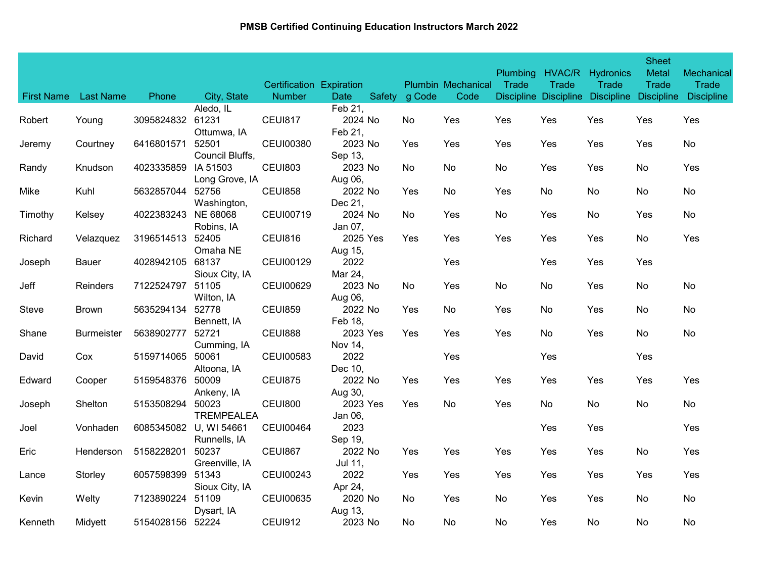# PMSB Certified Continuing Education Instructors March 2022

| First Name | Last Name | Phone | City, State | Certification Number | Expiration Date | Safety | Plumbing Code | Mechanical Code | Plumbing Trade Discipline | HVAC/R Trade Discipline | Hydronics Trade Discipline | Sheet Metal Trade Discipline | Mechanical Trade Discipline |
|---|---|---|---|---|---|---|---|---|---|---|---|---|---|
| Robert | Young | 3095824832 | Aledo, IL 61231 | CEUI817 | Feb 21, 2024 | No | No | Yes | Yes | Yes | Yes | Yes | Yes |
| Jeremy | Courtney | 6416801571 | Ottumwa, IA 52501 | CEUI00380 | Feb 21, 2023 | No | Yes | Yes | Yes | Yes | Yes | Yes | No |
| Randy | Knudson | 4023335859 | Council Bluffs, IA 51503 | CEUI803 | Sep 13, 2023 | No | No | No | No | Yes | Yes | No | Yes |
| Mike | Kuhl | 5632857044 | Long Grove, IA 52756 | CEUI858 | Aug 06, 2022 | No | Yes | No | Yes | No | No | No | No |
| Timothy | Kelsey | 4022383243 | Washington, NE 68068 | CEUI00719 | Dec 21, 2024 | No | No | Yes | No | Yes | No | Yes | No |
| Richard | Velazquez | 3196514513 | Robins, IA 52405 | CEUI816 | Jan 07, 2025 | Yes | Yes | Yes | Yes | Yes | Yes | No | Yes |
| Joseph | Bauer | 4028942105 | Omaha NE 68137 | CEUI00129 | Aug 15, 2022 | | | Yes | | Yes | Yes | Yes | |
| Jeff | Reinders | 7122524797 | Sioux City, IA 51105 | CEUI00629 | Mar 24, 2023 | No | No | Yes | No | No | Yes | No | No |
| Steve | Brown | 5635294134 | Wilton, IA 52778 | CEUI859 | Aug 06, 2022 | No | Yes | No | Yes | No | Yes | No | No |
| Shane | Burmeister | 5638902777 | Bennett, IA 52721 | CEUI888 | Feb 18, 2023 | Yes | Yes | Yes | Yes | No | Yes | No | No |
| David | Cox | 5159714065 | Cumming, IA 50061 | CEUI00583 | Nov 14, 2022 | | | Yes | | Yes | | Yes | |
| Edward | Cooper | 5159548376 | Altoona, IA 50009 | CEUI875 | Dec 10, 2022 | No | Yes | Yes | Yes | Yes | Yes | Yes | Yes |
| Joseph | Shelton | 5153508294 | Ankeny, IA 50023 | CEUI800 | Aug 30, 2023 | Yes | Yes | No | Yes | No | No | No | No |
| Joel | Vonhaden | 6085345082 | TREMPEALEAU, WI 54661 | CEUI00464 | Jan 06, 2023 | | | | | Yes | Yes | | Yes |
| Eric | Henderson | 5158228201 | Runnells, IA 50237 | CEUI867 | Sep 19, 2022 | No | Yes | Yes | Yes | Yes | Yes | No | Yes |
| Lance | Storley | 6057598399 | Greenville, IA 51343 | CEUI00243 | Jul 11, 2022 | | Yes | Yes | Yes | Yes | Yes | Yes | Yes |
| Kevin | Welty | 7123890224 | Sioux City, IA 51109 | CEUI00635 | Apr 24, 2020 | No | No | Yes | No | Yes | Yes | No | No |
| Kenneth | Midyett | 5154028156 | Dysart, IA 52224 | CEUI912 | Aug 13, 2023 | No | No | No | No | Yes | No | No | No |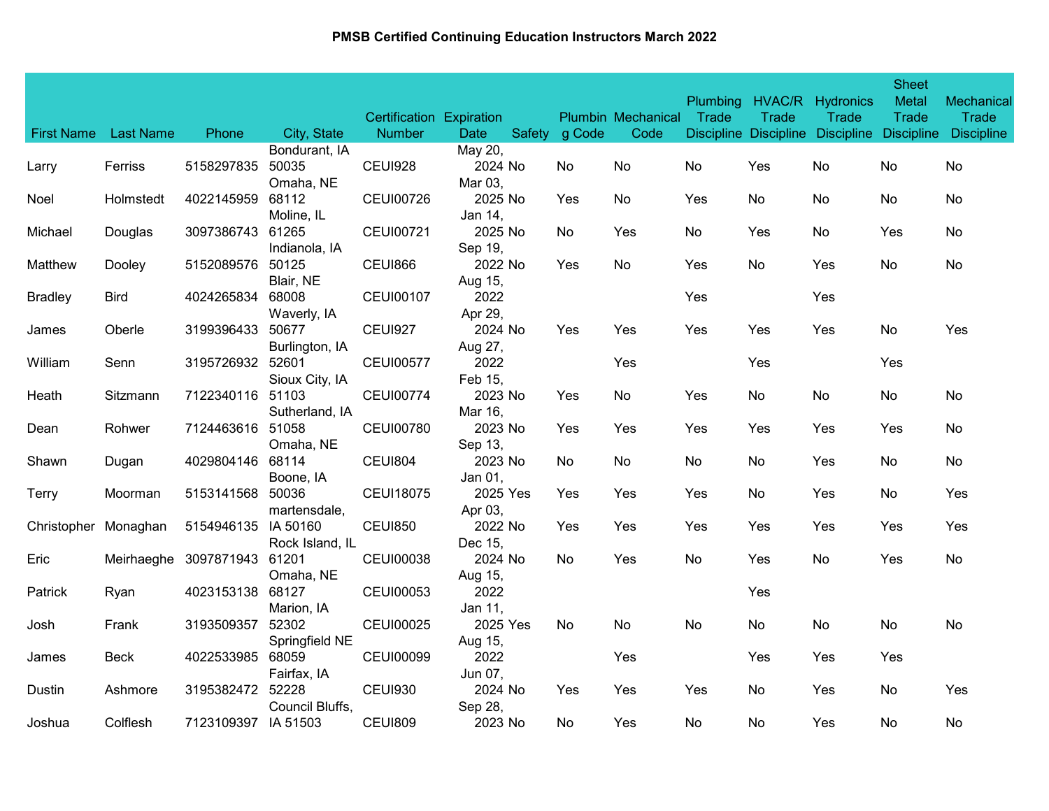# PMSB Certified Continuing Education Instructors March 2022

| First Name | Last Name | Phone | City, State | Certification Number | Expiration Date | Safety | Plumbing Code | Mechanical Code | Plumbing Trade Discipline | HVAC/R Trade Discipline | Hydronics Trade Discipline | Sheet Metal Trade Discipline | Mechanical Trade Discipline |
|---|---|---|---|---|---|---|---|---|---|---|---|---|---|
| Larry | Ferriss | 5158297835 | Bondurant, IA 50035 | CEUI928 | May 20, 2024 | No | No | No | No | Yes | No | No | No |
| Noel | Holmstedt | 4022145959 | Omaha, NE 68112 | CEUI00726 | Mar 03, 2025 | No | Yes | No | Yes | No | No | No | No |
| Michael | Douglas | 3097386743 | Moline, IL 61265 | CEUI00721 | Jan 14, 2025 | No | No | Yes | No | Yes | No | Yes | No |
| Matthew | Dooley | 5152089576 | Indianola, IA 50125 | CEUI866 | Sep 19, 2022 | No | Yes | No | Yes | No | Yes | No | No |
| Bradley | Bird | 4024265834 | Blair, NE 68008 | CEUI00107 | Aug 15, 2022 | | | | Yes | | Yes | | |
| James | Oberle | 3199396433 | Waverly, IA 50677 | CEUI927 | Apr 29, 2024 | No | Yes | Yes | Yes | Yes | Yes | No | Yes |
| William | Senn | 3195726932 | Burlington, IA 52601 | CEUI00577 | Aug 27, 2022 | | | Yes | | Yes | | Yes | |
| Heath | Sitzmann | 7122340116 | Sioux City, IA 51103 | CEUI00774 | Feb 15, 2023 | No | Yes | No | Yes | No | No | No | No |
| Dean | Rohwer | 7124463616 | Sutherland, IA 51058 | CEUI00780 | Mar 16, 2023 | No | Yes | Yes | Yes | Yes | Yes | Yes | No |
| Shawn | Dugan | 4029804146 | Omaha, NE 68114 | CEUI804 | Sep 13, 2023 | No | No | No | No | No | Yes | No | No |
| Terry | Moorman | 5153141568 | Boone, IA 50036 | CEUI18075 | Jan 01, 2025 | Yes | Yes | Yes | Yes | No | Yes | No | Yes |
| Christopher | Monaghan | 5154946135 | martensdale, IA 50160 | CEUI850 | Apr 03, 2022 | No | Yes | Yes | Yes | Yes | Yes | Yes | Yes |
| Eric | Meirhaeghe | 3097871943 | Rock Island, IL 61201 | CEUI00038 | Dec 15, 2024 | No | No | Yes | No | Yes | No | Yes | No |
| Patrick | Ryan | 4023153138 | Omaha, NE 68127 | CEUI00053 | Aug 15, 2022 | | | | | Yes | | | |
| Josh | Frank | 3193509357 | Marion, IA 52302 | CEUI00025 | Jan 11, 2025 | Yes | No | No | No | No | No | No | No |
| James | Beck | 4022533985 | Springfield NE 68059 | CEUI00099 | Aug 15, 2022 | | | Yes | | Yes | Yes | Yes | |
| Dustin | Ashmore | 3195382472 | Fairfax, IA 52228 | CEUI930 | Jun 07, 2024 | No | Yes | Yes | Yes | No | Yes | No | Yes |
| Joshua | Colflesh | 7123109397 | Council Bluffs, IA 51503 | CEUI809 | Sep 28, 2023 | No | No | Yes | No | No | Yes | No | No |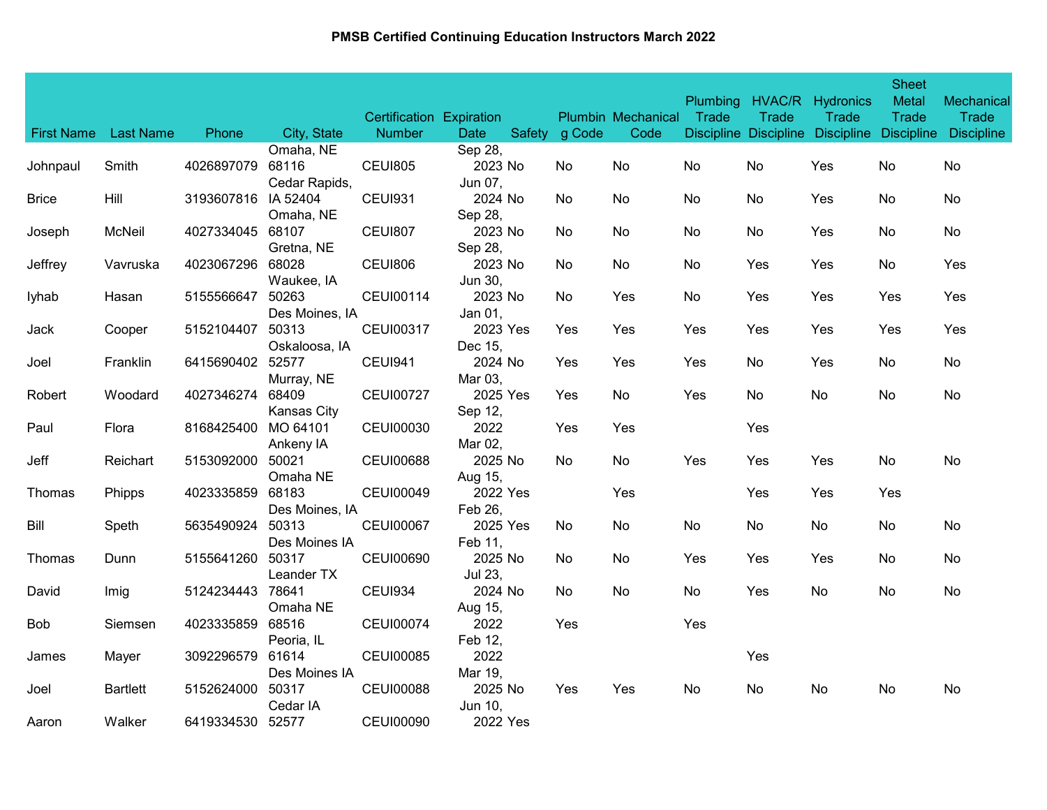# PMSB Certified Continuing Education Instructors March 2022

| First Name | Last Name | Phone | City, State | Certification Number | Expiration Date | Safety | Plumbing Code | Mechanical Code | Plumbing Trade Discipline | HVAC/R Trade Discipline | Hydronics Trade Discipline | Sheet Metal Trade Discipline | Mechanical Trade Discipline |
|---|---|---|---|---|---|---|---|---|---|---|---|---|---|
| Johnpaul | Smith | 4026897079 | Omaha, NE 68116 | CEUI805 | Sep 28, 2023 | No | No | No | No | No | Yes | No | No |
| Brice | Hill | 3193607816 | Cedar Rapids, IA 52404 | CEUI931 | Jun 07, 2024 | No | No | No | No | No | Yes | No | No |
| Joseph | McNeil | 4027334045 | Omaha, NE 68107 | CEUI807 | Sep 28, 2023 | No | No | No | No | No | Yes | No | No |
| Jeffrey | Vavruska | 4023067296 | Gretna, NE 68028 | CEUI806 | Sep 28, 2023 | No | No | No | No | Yes | Yes | No | Yes |
| Iyhab | Hasan | 5155566647 | Waukee, IA 50263 | CEUI00114 | Jun 30, 2023 | No | No | Yes | No | Yes | Yes | Yes | Yes |
| Jack | Cooper | 5152104407 | Des Moines, IA 50313 | CEUI00317 | Jan 01, 2023 | Yes | Yes | Yes | Yes | Yes | Yes | Yes | Yes |
| Joel | Franklin | 6415690402 | Oskaloosa, IA 52577 | CEUI941 | Dec 15, 2024 | No | Yes | Yes | Yes | No | Yes | No | No |
| Robert | Woodard | 4027346274 | Murray, NE 68409 | CEUI00727 | Mar 03, 2025 | Yes | Yes | No | Yes | No | No | No | No |
| Paul | Flora | 8168425400 | Kansas City MO 64101 | CEUI00030 | Sep 12, 2022 | | Yes | Yes | | Yes | | | |
| Jeff | Reichart | 5153092000 | Ankeny IA 50021 | CEUI00688 | Mar 02, 2025 | No | No | No | Yes | Yes | Yes | No | No |
| Thomas | Phipps | 4023335859 | Omaha NE 68183 | CEUI00049 | Aug 15, 2022 | Yes | | Yes | | Yes | Yes | Yes | |
| Bill | Speth | 5635490924 | Des Moines, IA 50313 | CEUI00067 | Feb 26, 2025 | Yes | No | No | No | No | No | No | No |
| Thomas | Dunn | 5155641260 | Des Moines IA 50317 | CEUI00690 | Feb 11, 2025 | No | No | No | Yes | Yes | Yes | No | No |
| David | Imig | 5124234443 | Leander TX 78641 | CEUI934 | Jul 23, 2024 | No | No | No | No | Yes | No | No | No |
| Bob | Siemsen | 4023335859 | Omaha NE 68516 | CEUI00074 | Aug 15, 2022 | | Yes | | Yes | | | | |
| James | Mayer | 3092296579 | Peoria, IL 61614 | CEUI00085 | Feb 12, 2022 | | | | | Yes | | | |
| Joel | Bartlett | 5152624000 | Des Moines IA 50317 | CEUI00088 | Mar 19, 2025 | No | Yes | Yes | No | No | No | No | No |
| Aaron | Walker | 6419334530 | Cedar IA 52577 | CEUI00090 | Jun 10, 2022 | Yes | | | | | | | |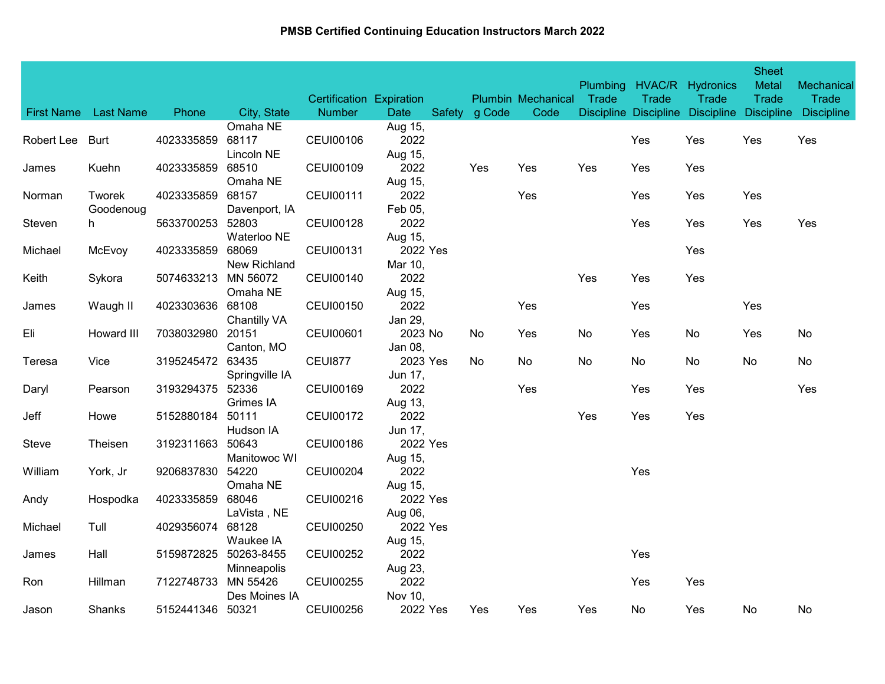**PMSB Certified Continuing Education Instructors March 2022**

| First Name | Last Name | Phone | City, State | Certification Number | Expiration Date | Safety | Plumbing Code | Mechanical Code | Plumbing Trade Discipline | HVAC/R Trade Discipline | Hydronics Trade Discipline | Sheet Metal Trade Discipline | Mechanical Trade Discipline |
|---|---|---|---|---|---|---|---|---|---|---|---|---|---|
| Robert Lee | Burt | 4023335859 | Omaha NE 68117 | CEUI00106 | Aug 15, 2022 | | | | | Yes | Yes | Yes | Yes |
| James | Kuehn | 4023335859 | Lincoln NE 68510 | CEUI00109 | Aug 15, 2022 | | Yes | Yes | Yes | Yes | Yes | | |
| Norman | Tworek | 4023335859 | Omaha NE 68157 | CEUI00111 | Aug 15, 2022 | | | Yes | | Yes | Yes | Yes | |
| Steven | Goodenough | 5633700253 | Davenport, IA 52803 | CEUI00128 | Feb 05, 2022 | | | | | Yes | Yes | Yes | Yes |
| Michael | McEvoy | 4023335859 | Waterloo NE 68069 | CEUI00131 | Aug 15, 2022 | Yes | | | | | Yes | | |
| Keith | Sykora | 5074633213 | New Richland MN 56072 | CEUI00140 | Mar 10, 2022 | | | | Yes | Yes | Yes | | |
| James | Waugh II | 4023303636 | Omaha NE 68108 | CEUI00150 | Aug 15, 2022 | | | Yes | | Yes | | Yes | |
| Eli | Howard III | 7038032980 | Chantilly VA 20151 | CEUI00601 | Jan 29, 2023 | No | No | Yes | No | Yes | No | Yes | No |
| Teresa | Vice | 3195245472 | Canton, MO 63435 | CEUI877 | Jan 08, 2023 | Yes | No | No | No | No | No | No | No |
| Daryl | Pearson | 3193294375 | Springville IA 52336 | CEUI00169 | Jun 17, 2022 | | | Yes | | Yes | Yes | | Yes |
| Jeff | Howe | 5152880184 | Grimes IA 50111 | CEUI00172 | Aug 13, 2022 | | | | Yes | Yes | Yes | | |
| Steve | Theisen | 3192311663 | Hudson IA 50643 | CEUI00186 | Jun 17, 2022 | Yes | | | | | | | |
| William | York, Jr | 9206837830 | Manitowoc WI 54220 | CEUI00204 | Aug 15, 2022 | | | | | Yes | | | |
| Andy | Hospodka | 4023335859 | Omaha NE 68046 | CEUI00216 | Aug 15, 2022 | Yes | | | | | | | |
| Michael | Tull | 4029356074 | LaVista , NE 68128 | CEUI00250 | Aug 06, 2022 | Yes | | | | | | | |
| James | Hall | 5159872825 | Waukee IA 50263-8455 | CEUI00252 | Aug 15, 2022 | | | | | Yes | | | |
| Ron | Hillman | 7122748733 | Minneapolis MN 55426 | CEUI00255 | Aug 23, 2022 | | | | | Yes | Yes | | |
| Jason | Shanks | 5152441346 | Des Moines IA 50321 | CEUI00256 | Nov 10, 2022 | Yes | Yes | Yes | Yes | No | Yes | No | No |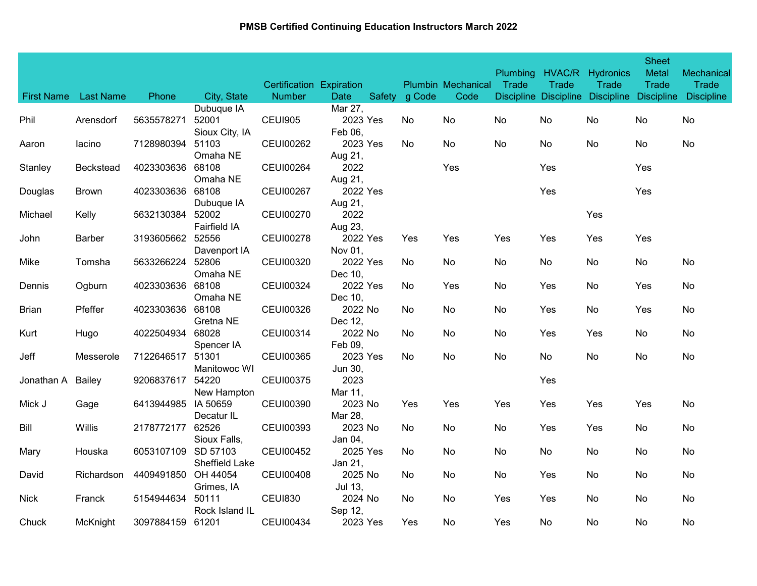# PMSB Certified Continuing Education Instructors March 2022

| First Name | Last Name | Phone | City, State | Certification Number | Expiration Date | Safety | Plumbing Code | Mechanical Code | Plumbing Trade Discipline | HVAC/R Trade Discipline | Hydronics Trade Discipline | Sheet Metal Trade Discipline | Mechanical Trade Discipline |
|---|---|---|---|---|---|---|---|---|---|---|---|---|---|
| Phil | Arensdorf | 5635578271 | Dubuque IA 52001 | CEUI905 | Mar 27, 2023 | Yes | No | No | No | No | No | No | No |
| Aaron | Iacino | 7128980394 | Sioux City, IA 51103 | CEUI00262 | Feb 06, 2023 | Yes | No | No | No | No | No | No | No |
| Stanley | Beckstead | 4023303636 | Omaha NE 68108 | CEUI00264 | Aug 21, 2022 | | | Yes | | Yes | | Yes | |
| Douglas | Brown | 4023303636 | Omaha NE 68108 | CEUI00267 | Aug 21, 2022 | Yes | | | | Yes | | Yes | |
| Michael | Kelly | 5632130384 | Dubuque IA 52002 | CEUI00270 | Aug 21, 2022 | | | | | | Yes | | |
| John | Barber | 3193605662 | Fairfield IA 52556 | CEUI00278 | Aug 23, 2022 | Yes | Yes | Yes | Yes | Yes | Yes | Yes | |
| Mike | Tomsha | 5633266224 | Davenport IA 52806 | CEUI00320 | Nov 01, 2022 | Yes | No | No | No | No | No | No | No |
| Dennis | Ogburn | 4023303636 | Omaha NE 68108 | CEUI00324 | Dec 10, 2022 | Yes | No | Yes | No | Yes | No | Yes | No |
| Brian | Pfeffer | 4023303636 | Omaha NE 68108 | CEUI00326 | Dec 10, 2022 | No | No | No | No | Yes | No | Yes | No |
| Kurt | Hugo | 4022504934 | Gretna NE 68028 | CEUI00314 | Dec 12, 2022 | No | No | No | No | Yes | Yes | No | No |
| Jeff | Messerole | 7122646517 | Spencer IA 51301 | CEUI00365 | Feb 09, 2023 | Yes | No | No | No | No | No | No | No |
| Jonathan A | Bailey | 9206837617 | Manitowoc WI 54220 | CEUI00375 | Jun 30, 2023 | | | | | Yes | | | |
| Mick J | Gage | 6413944985 | New Hampton IA 50659 | CEUI00390 | Mar 11, 2023 | No | Yes | Yes | Yes | Yes | Yes | Yes | No |
| Bill | Willis | 2178772177 | Decatur IL 62526 | CEUI00393 | Mar 28, 2023 | No | No | No | No | Yes | Yes | No | No |
| Mary | Houska | 6053107109 | Sioux Falls, SD 57103 | CEUI00452 | Jan 04, 2025 | Yes | No | No | No | No | No | No | No |
| David | Richardson | 4409491850 | Sheffield Lake OH 44054 | CEUI00408 | Jan 21, 2025 | No | No | No | No | Yes | No | No | No |
| Nick | Franck | 5154944634 | Grimes, IA 50111 | CEUI830 | Jul 13, 2024 | No | No | No | Yes | Yes | No | No | No |
| Chuck | McKnight | 3097884159 | Rock Island IL 61201 | CEUI00434 | Sep 12, 2023 | Yes | Yes | No | Yes | No | No | No | No |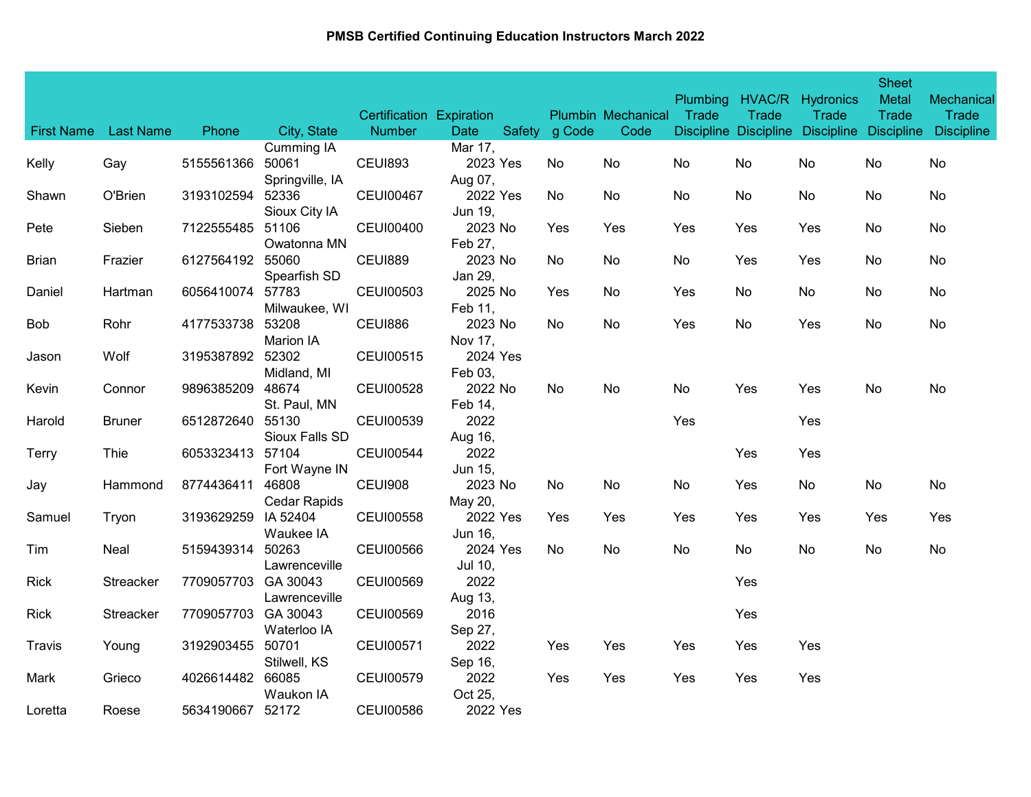# PMSB Certified Continuing Education Instructors March 2022

| First Name | Last Name | Phone | City, State | Certification Number | Expiration Date | Safety | Plumbing Code | Mechanical Code | Plumbing Trade Discipline | HVAC/R Trade Discipline | Hydronics Trade Discipline | Sheet Metal Trade Discipline | Mechanical Trade Discipline |
|---|---|---|---|---|---|---|---|---|---|---|---|---|---|
| Kelly | Gay | 5155561366 | Cumming IA 50061 | CEUI893 | Mar 17, 2023 | Yes | No | No | No | No | No | No | No |
| Shawn | O'Brien | 3193102594 | Springville, IA 52336 | CEUI00467 | Aug 07, 2022 | Yes | No | No | No | No | No | No | No |
| Pete | Sieben | 7122555485 | Sioux City IA 51106 | CEUI00400 | Jun 19, 2023 | No | Yes | Yes | Yes | Yes | Yes | No | No |
| Brian | Frazier | 6127564192 | Owatonna MN 55060 | CEUI889 | Feb 27, 2023 | No | No | No | No | Yes | Yes | No | No |
| Daniel | Hartman | 6056410074 | Spearfish SD 57783 | CEUI00503 | Jan 29, 2025 | No | Yes | No | Yes | No | No | No | No |
| Bob | Rohr | 4177533738 | Milwaukee, WI 53208 | CEUI886 | Feb 11, 2023 | No | No | No | Yes | No | Yes | No | No |
| Jason | Wolf | 3195387892 | Marion IA 52302 | CEUI00515 | Nov 17, 2024 | Yes | | | | | | | |
| Kevin | Connor | 9896385209 | Midland, MI 48674 | CEUI00528 | Feb 03, 2022 | No | No | No | No | Yes | Yes | No | No |
| Harold | Bruner | 6512872640 | St. Paul, MN 55130 | CEUI00539 | Feb 14, 2022 | | | | Yes | | Yes | | |
| Terry | Thie | 6053323413 | Sioux Falls SD 57104 | CEUI00544 | Aug 16, 2022 | | | | | Yes | Yes | | |
| Jay | Hammond | 8774436411 | Fort Wayne IN 46808 | CEUI908 | Jun 15, 2023 | No | No | No | No | Yes | No | No | No |
| Samuel | Tryon | 3193629259 | Cedar Rapids IA 52404 | CEUI00558 | May 20, 2022 | Yes | Yes | Yes | Yes | Yes | Yes | Yes | Yes |
| Tim | Neal | 5159439314 | Waukee IA 50263 | CEUI00566 | Jun 16, 2024 | Yes | No | No | No | No | No | No | No |
| Rick | Streacker | 7709057703 | Lawrenceville GA 30043 | CEUI00569 | Jul 10, 2022 | | | | | Yes | | | |
| Rick | Streacker | 7709057703 | Lawrenceville GA 30043 | CEUI00569 | Aug 13, 2016 | | | | | Yes | | | |
| Travis | Young | 3192903455 | Waterloo IA 50701 | CEUI00571 | Sep 27, 2022 | | Yes | Yes | Yes | Yes | Yes | | |
| Mark | Grieco | 4026614482 | Stilwell, KS 66085 | CEUI00579 | Sep 16, 2022 | | Yes | Yes | Yes | Yes | Yes | | |
| Loretta | Roese | 5634190667 | Waukon IA 52172 | CEUI00586 | Oct 25, 2022 | Yes | | | | | | | |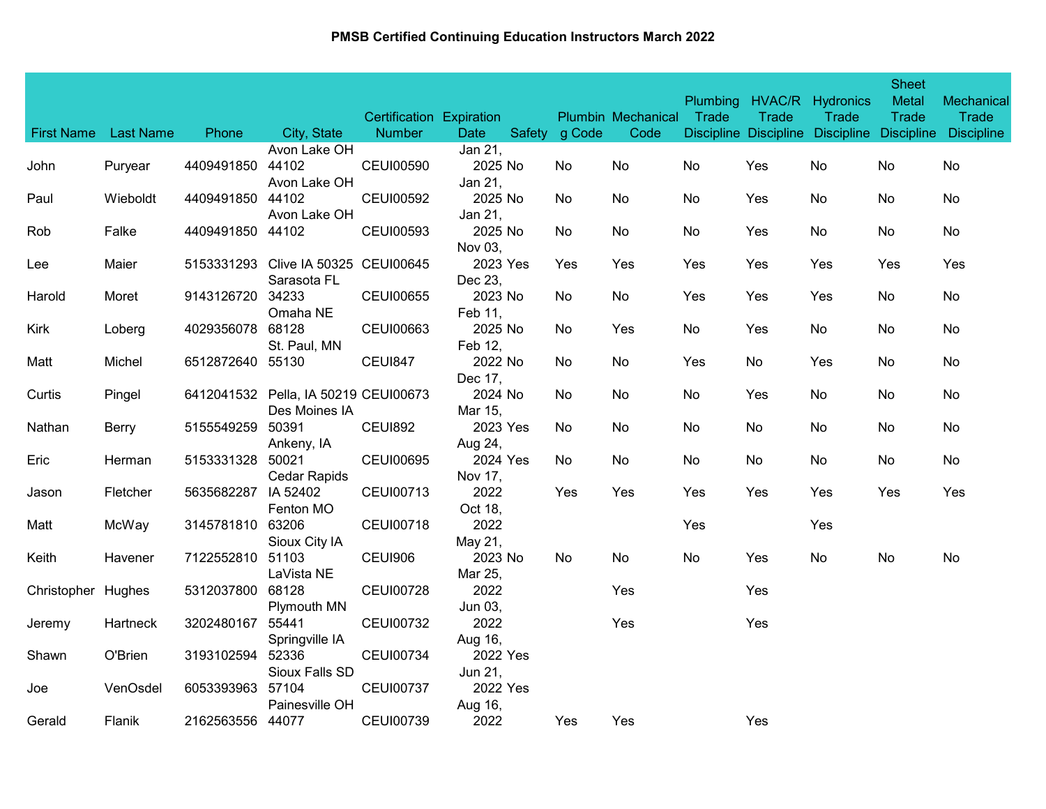**PMSB Certified Continuing Education Instructors March 2022**

| First Name | Last Name | Phone | City, State | Certification Number | Expiration Date | Safety | Plumbing Code | Mechanical Code | Plumbing Trade Discipline | HVAC/R Trade Discipline | Hydronics Trade Discipline | Sheet Metal Trade Discipline | Mechanical Trade Discipline |
|---|---|---|---|---|---|---|---|---|---|---|---|---|---|
| John | Puryear | 4409491850 | Avon Lake OH 44102 | CEUI00590 | Jan 21, 2025 | No | No | No | No | Yes | No | No | No |
| Paul | Wieboldt | 4409491850 | Avon Lake OH 44102 | CEUI00592 | Jan 21, 2025 | No | No | No | No | Yes | No | No | No |
| Rob | Falke | 4409491850 | Avon Lake OH 44102 | CEUI00593 | Jan 21, 2025 | No | No | No | No | Yes | No | No | No |
| Lee | Maier | 5153331293 | Clive IA 50325 | CEUI00645 | Nov 03, 2023 | Yes | Yes | Yes | Yes | Yes | Yes | Yes | Yes |
| Harold | Moret | 9143126720 | Sarasota FL 34233 | CEUI00655 | Dec 23, 2023 | No | No | No | Yes | Yes | Yes | No | No |
| Kirk | Loberg | 4029356078 | Omaha NE 68128 | CEUI00663 | Feb 11, 2025 | No | No | Yes | No | Yes | No | No | No |
| Matt | Michel | 6512872640 | St. Paul, MN 55130 | CEUI847 | Feb 12, 2022 | No | No | No | Yes | No | Yes | No | No |
| Curtis | Pingel | 6412041532 | Pella, IA 50219 | CEUI00673 | Dec 17, 2024 | No | No | No | No | Yes | No | No | No |
| Nathan | Berry | 5155549259 | Des Moines IA 50391 | CEUI892 | Mar 15, 2023 | Yes | No | No | No | No | No | No | No |
| Eric | Herman | 5153331328 | Ankeny, IA 50021 | CEUI00695 | Aug 24, 2024 | Yes | No | No | No | No | No | No | No |
| Jason | Fletcher | 5635682287 | Cedar Rapids IA 52402 | CEUI00713 | Nov 17, 2022 | | Yes | Yes | Yes | Yes | Yes | Yes | Yes |
| Matt | McWay | 3145781810 | Fenton MO 63206 | CEUI00718 | Oct 18, 2022 | | | | Yes | | Yes | | |
| Keith | Havener | 7122552810 | Sioux City IA 51103 | CEUI906 | May 21, 2023 | No | No | No | No | Yes | No | No | No |
| Christopher | Hughes | 5312037800 | LaVista NE 68128 | CEUI00728 | Mar 25, 2022 | | | Yes | | Yes | | | |
| Jeremy | Hartneck | 3202480167 | Plymouth MN 55441 | CEUI00732 | Jun 03, 2022 | | | Yes | | Yes | | | |
| Shawn | O'Brien | 3193102594 | Springville IA 52336 | CEUI00734 | Aug 16, 2022 | Yes | | | | | | | |
| Joe | VenOsdel | 6053393963 | Sioux Falls SD 57104 | CEUI00737 | Jun 21, 2022 | Yes | | | | | | | |
| Gerald | Flanik | 2162563556 | Painesville OH 44077 | CEUI00739 | Aug 16, 2022 | | Yes | Yes | | Yes | | | |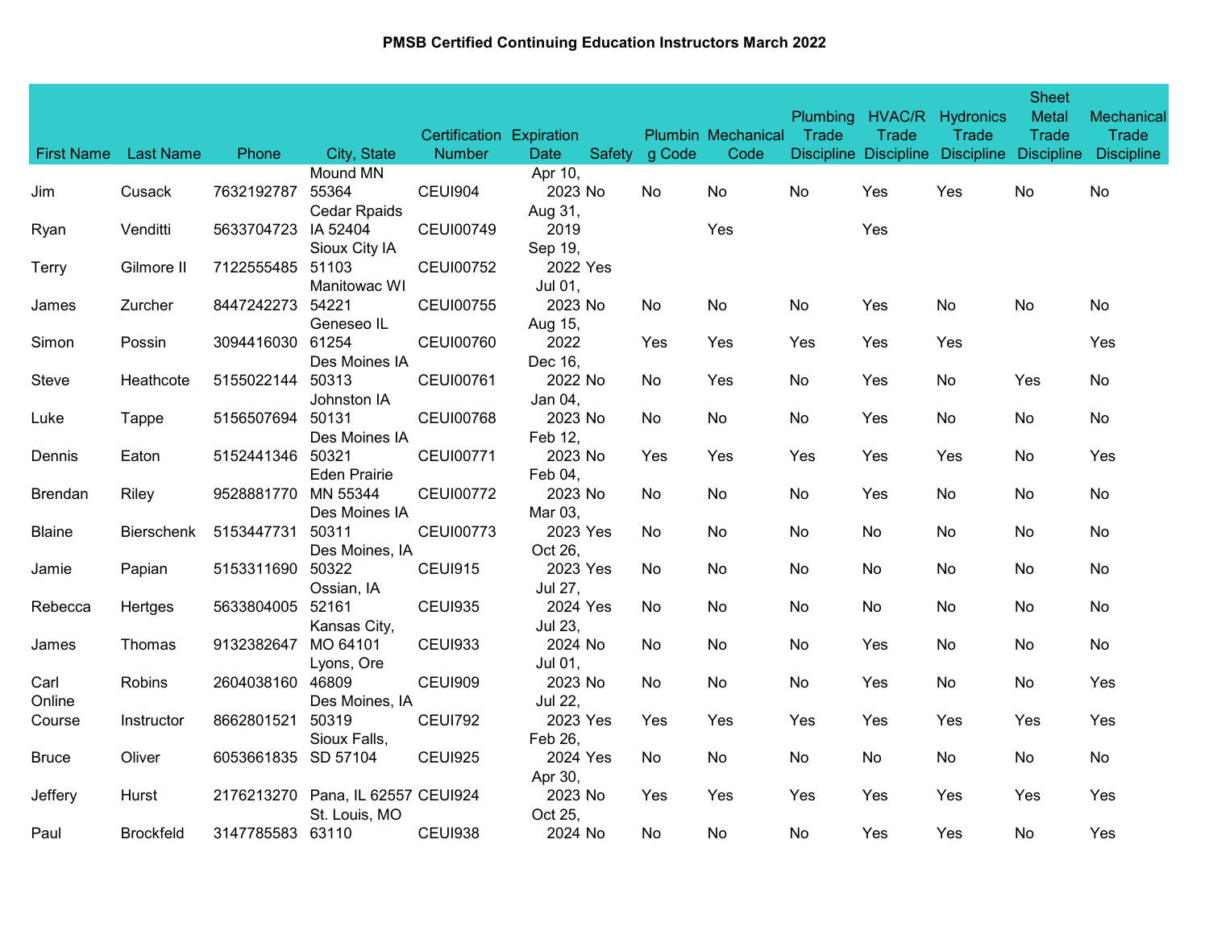# PMSB Certified Continuing Education Instructors March 2022

| First Name | Last Name | Phone | City, State | Certification Number | Expiration Date | Safety | Plumbing Code | Mechanical Code | Plumbing Trade Discipline | HVAC/R Trade Discipline | Hydronics Trade Discipline | Sheet Metal Trade Discipline | Mechanical Trade Discipline |
|---|---|---|---|---|---|---|---|---|---|---|---|---|---|
| Jim | Cusack | 7632192787 | Mound MN 55364 | CEUI904 | Apr 10, 2023 | No | No | No | No | Yes | Yes | No | No |
| Ryan | Venditti | 5633704723 | Cedar Rpaids IA 52404 | CEUI00749 | Aug 31, 2019 | | | Yes | | Yes | | | |
| Terry | Gilmore II | 7122555485 | Sioux City IA 51103 | CEUI00752 | Sep 19, 2022 | Yes | | | | | | | |
| James | Zurcher | 8447242273 | Manitowac WI 54221 | CEUI00755 | Jul 01, 2023 | No | No | No | No | Yes | No | No | No |
| Simon | Possin | 3094416030 | Geneseo IL 61254 | CEUI00760 | Aug 15, 2022 | | Yes | Yes | Yes | Yes | Yes | | Yes |
| Steve | Heathcote | 5155022144 | Des Moines IA 50313 | CEUI00761 | Dec 16, 2022 | No | No | Yes | No | Yes | No | Yes | No |
| Luke | Tappe | 5156507694 | Johnston IA 50131 | CEUI00768 | Jan 04, 2023 | No | No | No | No | Yes | No | No | No |
| Dennis | Eaton | 5152441346 | Des Moines IA 50321 | CEUI00771 | Feb 12, 2023 | No | Yes | Yes | Yes | Yes | Yes | No | Yes |
| Brendan | Riley | 9528881770 | Eden Prairie MN 55344 | CEUI00772 | Feb 04, 2023 | No | No | No | No | Yes | No | No | No |
| Blaine | Bierschenk | 5153447731 | Des Moines IA 50311 | CEUI00773 | Mar 03, 2023 | Yes | No | No | No | No | No | No | No |
| Jamie | Papian | 5153311690 | Des Moines, IA 50322 | CEUI915 | Oct 26, 2023 | Yes | No | No | No | No | No | No | No |
| Rebecca | Hertges | 5633804005 | Ossian, IA 52161 | CEUI935 | Jul 27, 2024 | Yes | No | No | No | No | No | No | No |
| James | Thomas | 9132382647 | Kansas City, MO 64101 | CEUI933 | Jul 23, 2024 | No | No | No | No | Yes | No | No | No |
| Carl | Robins | 2604038160 | Lyons, Ore 46809 | CEUI909 | Jul 01, 2023 | No | No | No | No | Yes | No | No | Yes |
| Online Course | Instructor | 8662801521 | Des Moines, IA 50319 | CEUI792 | Jul 22, 2023 | Yes | Yes | Yes | Yes | Yes | Yes | Yes | Yes |
| Bruce | Oliver | 6053661835 | Sioux Falls, SD 57104 | CEUI925 | Feb 26, 2024 | Yes | No | No | No | No | No | No | No |
| Jeffery | Hurst | 2176213270 | Pana, IL 62557 | CEUI924 | Apr 30, 2023 | No | Yes | Yes | Yes | Yes | Yes | Yes | Yes |
| Paul | Brockfeld | 3147785583 | St. Louis, MO 63110 | CEUI938 | Oct 25, 2024 | No | No | No | No | Yes | Yes | No | Yes |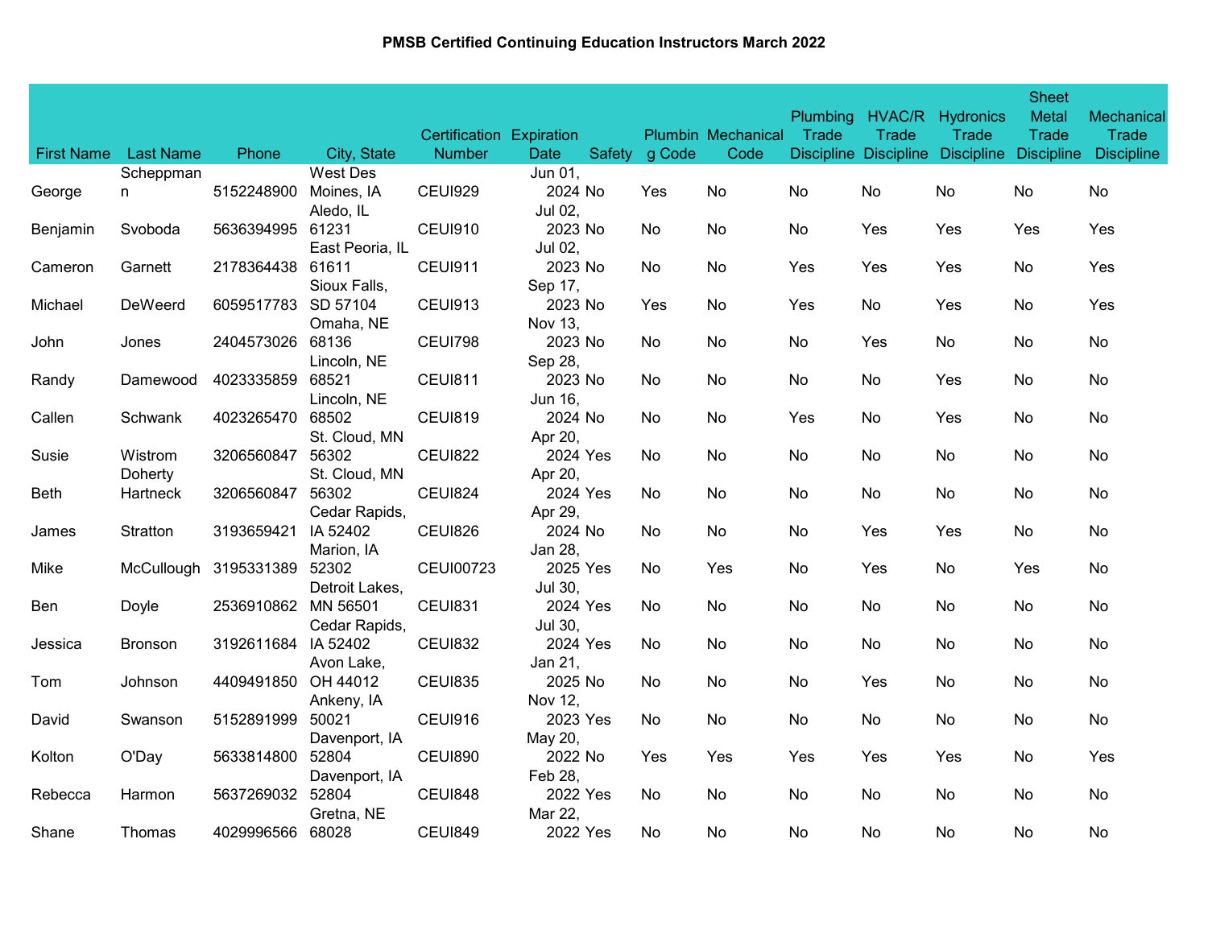# PMSB Certified Continuing Education Instructors March 2022

| First Name | Last Name | Phone | City, State | Certification Number | Expiration Date | Safety | Plumbing Code | Mechanical Code | Plumbing Trade Discipline | HVAC/R Trade Discipline | Hydronics Trade Discipline | Sheet Metal Trade Discipline | Mechanical Trade Discipline |
|---|---|---|---|---|---|---|---|---|---|---|---|---|---|
| George | Scheppmann | 5152248900 | West Des Moines, IA | CEUI929 | Jun 01, 2024 | No | Yes | No | No | No | No | No | No |
| Benjamin | Svoboda | 5636394995 | Aledo, IL 61231 | CEUI910 | Jul 02, 2023 | No | No | No | No | Yes | Yes | Yes | Yes |
| Cameron | Garnett | 2178364438 | East Peoria, IL 61611 | CEUI911 | Jul 02, 2023 | No | No | No | Yes | Yes | Yes | No | Yes |
| Michael | DeWeerd | 6059517783 | Sioux Falls, SD 57104 | CEUI913 | Sep 17, 2023 | No | Yes | No | Yes | No | Yes | No | Yes |
| John | Jones | 2404573026 | Omaha, NE 68136 | CEUI798 | Nov 13, 2023 | No | No | No | No | Yes | No | No | No |
| Randy | Damewood | 4023335859 | Lincoln, NE 68521 | CEUI811 | Sep 28, 2023 | No | No | No | No | No | Yes | No | No |
| Callen | Schwank | 4023265470 | Lincoln, NE 68502 | CEUI819 | Jun 16, 2024 | No | No | No | Yes | No | Yes | No | No |
| Susie | Wistrom | 3206560847 | St. Cloud, MN 56302 | CEUI822 | Apr 20, 2024 | Yes | No | No | No | No | No | No | No |
| Beth | Doherty Hartneck | 3206560847 | St. Cloud, MN 56302 | CEUI824 | Apr 20, 2024 | Yes | No | No | No | No | No | No | No |
| James | Stratton | 3193659421 | Cedar Rapids, IA 52402 | CEUI826 | Apr 29, 2024 | No | No | No | No | Yes | Yes | No | No |
| Mike | McCullough | 3195331389 | Marion, IA 52302 | CEUI00723 | Jan 28, 2025 | Yes | No | Yes | No | Yes | No | Yes | No |
| Ben | Doyle | 2536910862 | Detroit Lakes, MN 56501 | CEUI831 | Jul 30, 2024 | Yes | No | No | No | No | No | No | No |
| Jessica | Bronson | 3192611684 | Cedar Rapids, IA 52402 | CEUI832 | Jul 30, 2024 | Yes | No | No | No | No | No | No | No |
| Tom | Johnson | 4409491850 | Avon Lake, OH 44012 | CEUI835 | Jan 21, 2025 | No | No | No | No | Yes | No | No | No |
| David | Swanson | 5152891999 | Ankeny, IA 50021 | CEUI916 | Nov 12, 2023 | Yes | No | No | No | No | No | No | No |
| Kolton | O'Day | 5633814800 | Davenport, IA 52804 | CEUI890 | May 20, 2022 | No | Yes | Yes | Yes | Yes | Yes | No | Yes |
| Rebecca | Harmon | 5637269032 | Davenport, IA 52804 | CEUI848 | Feb 28, 2022 | Yes | No | No | No | No | No | No | No |
| Shane | Thomas | 4029996566 | Gretna, NE 68028 | CEUI849 | Mar 22, 2022 | Yes | No | No | No | No | No | No | No |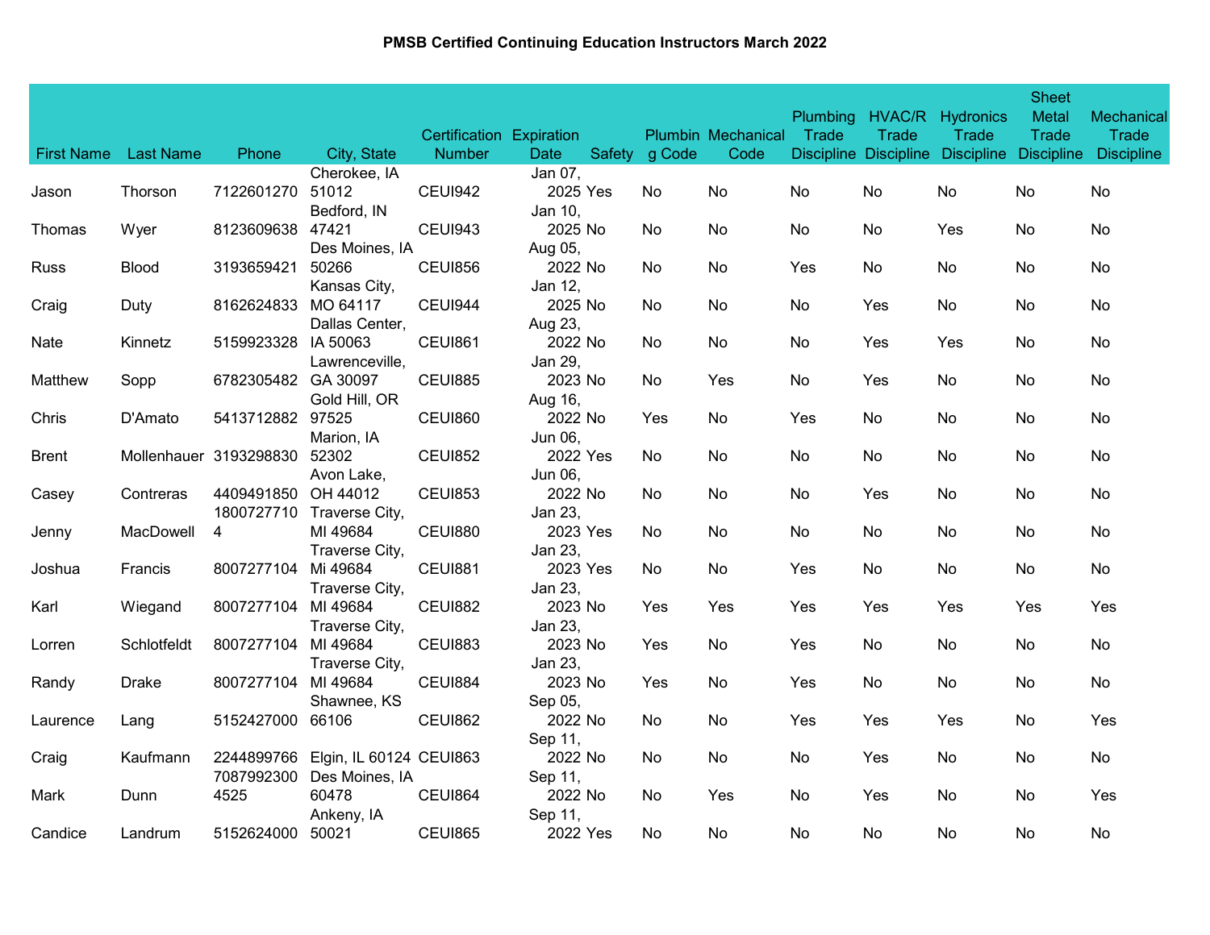**PMSB Certified Continuing Education Instructors March 2022**

| First Name | Last Name | Phone | City, State | Certification Number | Expiration Date | Safety | Plumbing Code | Mechanical Code | Plumbing Trade Discipline | HVAC/R Trade Discipline | Hydronics Trade Discipline | Sheet Metal Trade Discipline | Mechanical Trade Discipline |
|---|---|---|---|---|---|---|---|---|---|---|---|---|---|
| Jason | Thorson | 7122601270 | Cherokee, IA 51012 | CEUI942 | Jan 07, 2025 | Yes | No | No | No | No | No | No | No |
| Thomas | Wyer | 8123609638 | Bedford, IN 47421 | CEUI943 | Jan 10, 2025 | No | No | No | No | No | Yes | No | No |
| Russ | Blood | 3193659421 | Des Moines, IA 50266 | CEUI856 | Aug 05, 2022 | No | No | No | Yes | No | No | No | No |
| Craig | Duty | 8162624833 | Kansas City, MO 64117 | CEUI944 | Jan 12, 2025 | No | No | No | No | Yes | No | No | No |
| Nate | Kinnetz | 5159923328 | Dallas Center, IA 50063 | CEUI861 | Aug 23, 2022 | No | No | No | No | Yes | Yes | No | No |
| Matthew | Sopp | 6782305482 | Lawrenceville, GA 30097 | CEUI885 | Jan 29, 2023 | No | No | Yes | No | Yes | No | No | No |
| Chris | D'Amato | 5413712882 | Gold Hill, OR 97525 | CEUI860 | Aug 16, 2022 | No | Yes | No | Yes | No | No | No | No |
| Brent | Mollenhauer | 3193298830 | Marion, IA 52302 | CEUI852 | Jun 06, 2022 | Yes | No | No | No | No | No | No | No |
| Casey | Contreras | 4409491850 | Avon Lake, OH 44012 | CEUI853 | Jun 06, 2022 | No | No | No | No | Yes | No | No | No |
| Jenny | MacDowell | 18007277104 | Traverse City, MI 49684 | CEUI880 | Jan 23, 2023 | Yes | No | No | No | No | No | No | No |
| Joshua | Francis | 8007277104 | Traverse City, Mi 49684 | CEUI881 | Jan 23, 2023 | Yes | No | No | Yes | No | No | No | No |
| Karl | Wiegand | 8007277104 | Traverse City, MI 49684 | CEUI882 | Jan 23, 2023 | No | Yes | Yes | Yes | Yes | Yes | Yes | Yes |
| Lorren | Schlotfeldt | 8007277104 | Traverse City, MI 49684 | CEUI883 | Jan 23, 2023 | No | Yes | No | Yes | No | No | No | No |
| Randy | Drake | 8007277104 | Traverse City, MI 49684 | CEUI884 | Jan 23, 2023 | No | Yes | No | Yes | No | No | No | No |
| Laurence | Lang | 5152427000 | Shawnee, KS 66106 | CEUI862 | Sep 05, 2022 | No | No | No | Yes | Yes | Yes | No | Yes |
| Craig | Kaufmann | 2244899766 | Elgin, IL 60124 | CEUI863 | Sep 11, 2022 | No | No | No | No | Yes | No | No | No |
| Mark | Dunn | 70879923004525 | Des Moines, IA 60478 | CEUI864 | Sep 11, 2022 | No | No | Yes | No | Yes | No | No | Yes |
| Candice | Landrum | 5152624000 | Ankeny, IA 50021 | CEUI865 | Sep 11, 2022 | Yes | No | No | No | No | No | No | No |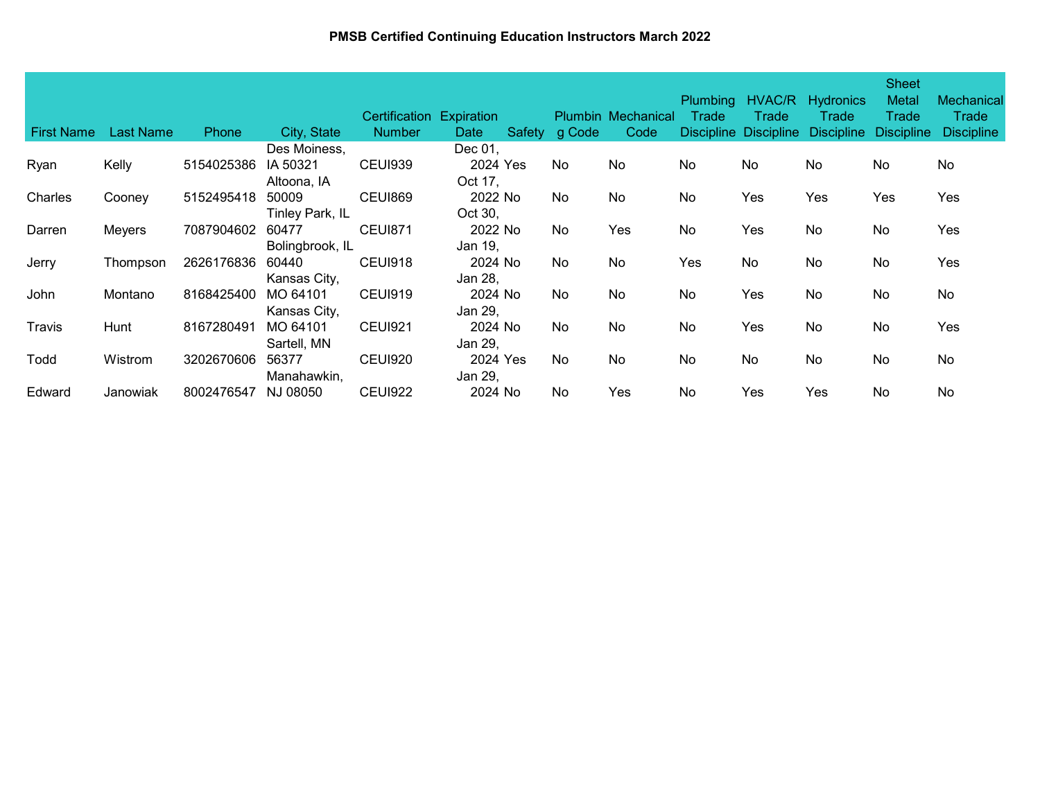**PMSB Certified Continuing Education Instructors March 2022**

| First Name | Last Name | Phone | City, State | Certification Number | Expiration Date | Safety | Plumbing Code | Mechanical Code | Plumbing Trade Discipline | HVAC/R Trade Discipline | Hydronics Trade Discipline | Sheet Metal Trade Discipline | Mechanical Trade Discipline |
|---|---|---|---|---|---|---|---|---|---|---|---|---|---|
| Ryan | Kelly | 5154025386 | Des Moiness, IA 50321 | CEUI939 | Dec 01, 2024 | Yes | No | No | No | No | No | No | No |
| Charles | Cooney | 5152495418 | Altoona, IA 50009 | CEUI869 | Oct 17, 2022 | No | No | No | No | Yes | Yes | Yes | Yes |
| Darren | Meyers | 7087904602 | Tinley Park, IL 60477 | CEUI871 | Oct 30, 2022 | No | No | Yes | No | Yes | No | No | Yes |
| Jerry | Thompson | 2626176836 | Bolingbrook, IL 60440 | CEUI918 | Jan 19, 2024 | No | No | No | Yes | No | No | No | Yes |
| John | Montano | 8168425400 | Kansas City, MO 64101 | CEUI919 | Jan 28, 2024 | No | No | No | No | Yes | No | No | No |
| Travis | Hunt | 8167280491 | Kansas City, MO 64101 | CEUI921 | Jan 29, 2024 | No | No | No | No | Yes | No | No | Yes |
| Todd | Wistrom | 3202670606 | Sartell, MN 56377 | CEUI920 | Jan 29, 2024 | Yes | No | No | No | No | No | No | No |
| Edward | Janowiak | 8002476547 | Manahawkin, NJ 08050 | CEUI922 | Jan 29, 2024 | No | No | Yes | No | Yes | Yes | No | No |